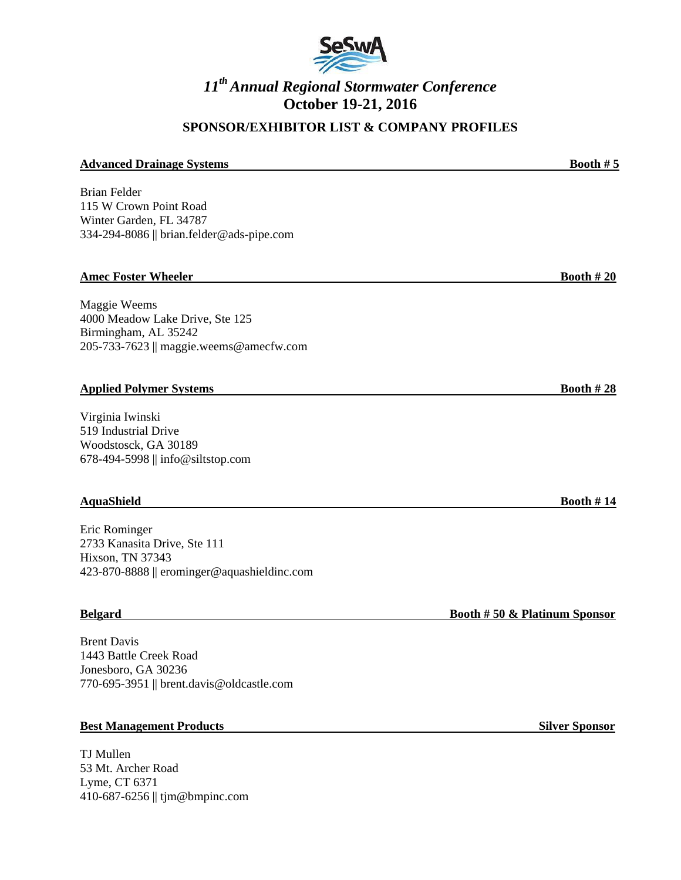SeSwA

# *11th Annual Regional Stormwater Conference*

## October 19-21, 2016

### SPONSOR/EXHIBITOR LIST & COMPANY PROFILES

**Advanced Drainage Systems** — **Booth # 5**

Brian Felder
115 W Crown Point Road
Winter Garden, FL 34787
334-294-8086 || brian.felder@ads-pipe.com

**Amec Foster Wheeler** — **Booth # 20**

Maggie Weems
4000 Meadow Lake Drive, Ste 125
Birmingham, AL 35242
205-733-7623 || maggie.weems@amecfw.com

**Applied Polymer Systems** — **Booth # 28**

Virginia Iwinski
519 Industrial Drive
Woodstosck, GA 30189
678-494-5998 || info@siltstop.com

**AquaShield** — **Booth # 14**

Eric Rominger
2733 Kanasita Drive, Ste 111
Hixson, TN 37343
423-870-8888 || erominger@aquashieldinc.com

**Belgard** — **Booth # 50 & Platinum Sponsor**

Brent Davis
1443 Battle Creek Road
Jonesboro, GA 30236
770-695-3951 || brent.davis@oldcastle.com

**Best Management Products** — **Silver Sponsor**

TJ Mullen
53 Mt. Archer Road
Lyme, CT 6371
410-687-6256 || tjm@bmpinc.com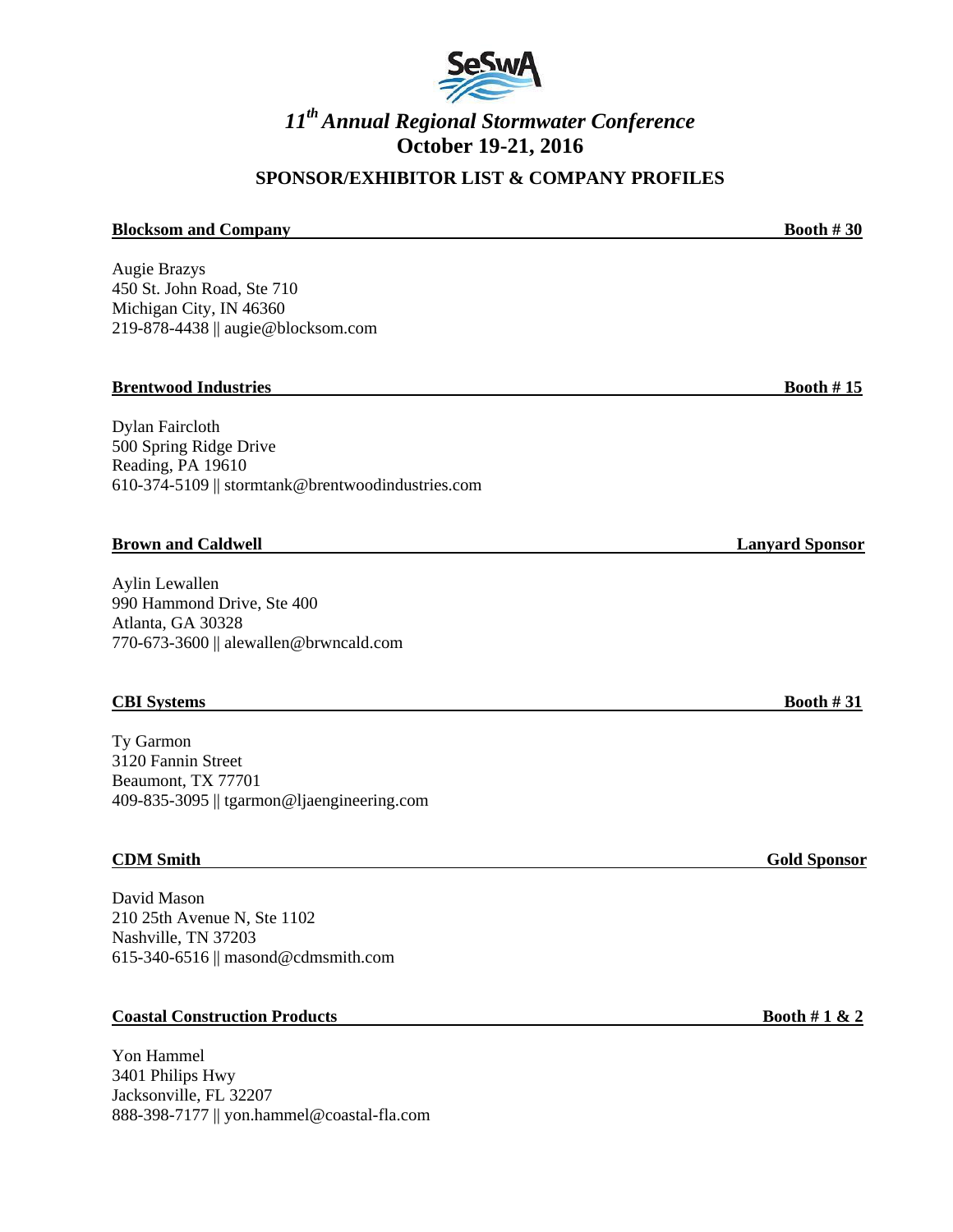# *11th Annual Regional Stormwater Conference*

## October 19-21, 2016

### SPONSOR/EXHIBITOR LIST & COMPANY PROFILES

**Blocksom and Company** — **Booth # 30**

Augie Brazys
450 St. John Road, Ste 710
Michigan City, IN 46360
219-878-4438 || augie@blocksom.com

**Brentwood Industries** — **Booth # 15**

Dylan Faircloth
500 Spring Ridge Drive
Reading, PA 19610
610-374-5109 || stormtank@brentwoodindustries.com

**Brown and Caldwell** — **Lanyard Sponsor**

Aylin Lewallen
990 Hammond Drive, Ste 400
Atlanta, GA 30328
770-673-3600 || alewallen@brwncald.com

**CBI Systems** — **Booth # 31**

Ty Garmon
3120 Fannin Street
Beaumont, TX 77701
409-835-3095 || tgarmon@ljaengineering.com

**CDM Smith** — **Gold Sponsor**

David Mason
210 25th Avenue N, Ste 1102
Nashville, TN 37203
615-340-6516 || masond@cdmsmith.com

**Coastal Construction Products** — **Booth # 1 & 2**

Yon Hammel
3401 Philips Hwy
Jacksonville, FL 32207
888-398-7177 || yon.hammel@coastal-fla.com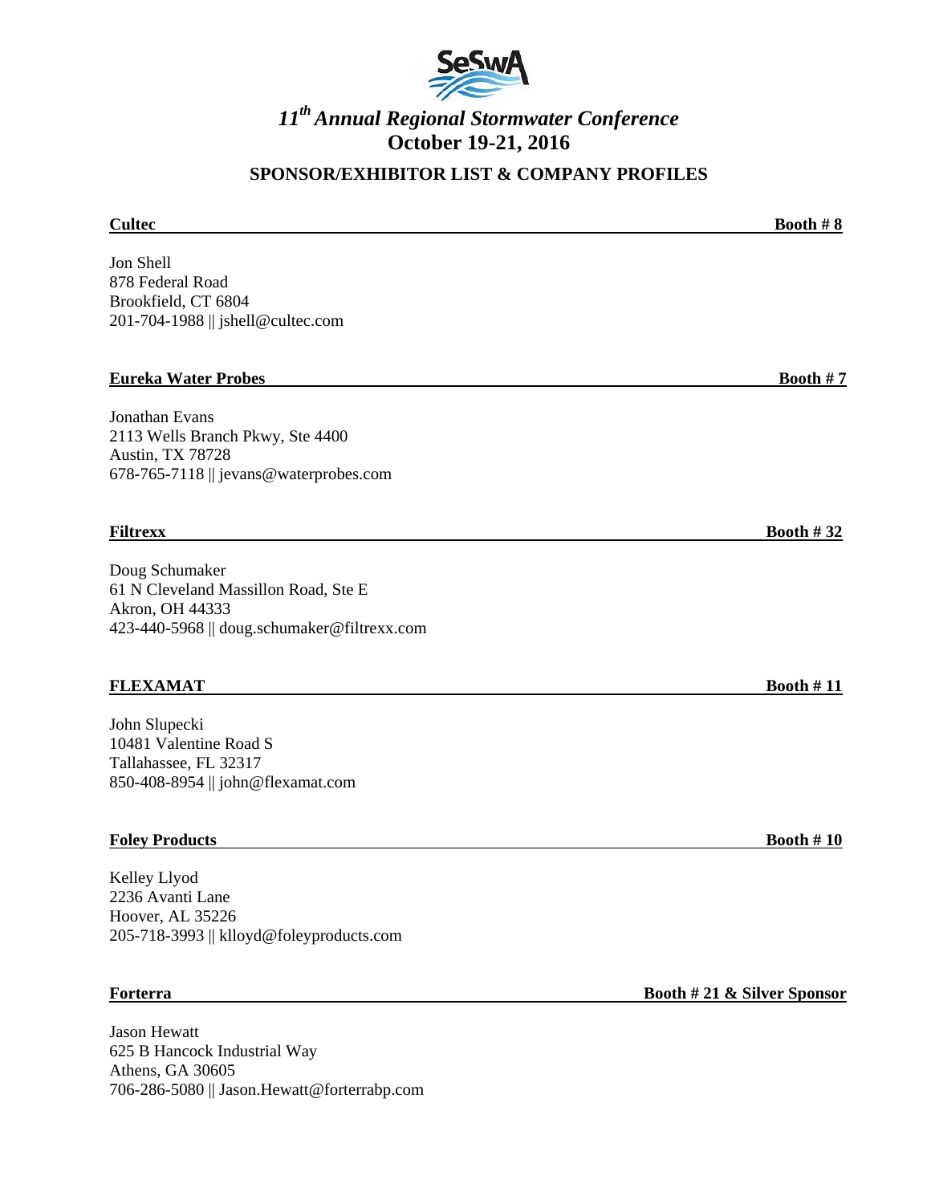# *11th Annual Regional Stormwater Conference*

**October 19-21, 2016**

## SPONSOR/EXHIBITOR LIST & COMPANY PROFILES

**Cultec** — **Booth # 8**

Jon Shell
878 Federal Road
Brookfield, CT 6804
201-704-1988 || jshell@cultec.com

**Eureka Water Probes** — **Booth # 7**

Jonathan Evans
2113 Wells Branch Pkwy, Ste 4400
Austin, TX 78728
678-765-7118 || jevans@waterprobes.com

**Filtrexx** — **Booth # 32**

Doug Schumaker
61 N Cleveland Massillon Road, Ste E
Akron, OH 44333
423-440-5968 || doug.schumaker@filtrexx.com

**FLEXAMAT** — **Booth # 11**

John Slupecki
10481 Valentine Road S
Tallahassee, FL 32317
850-408-8954 || john@flexamat.com

**Foley Products** — **Booth # 10**

Kelley Llyod
2236 Avanti Lane
Hoover, AL 35226
205-718-3993 || klloyd@foleyproducts.com

**Forterra** — **Booth # 21 & Silver Sponsor**

Jason Hewatt
625 B Hancock Industrial Way
Athens, GA 30605
706-286-5080 || Jason.Hewatt@forterrabp.com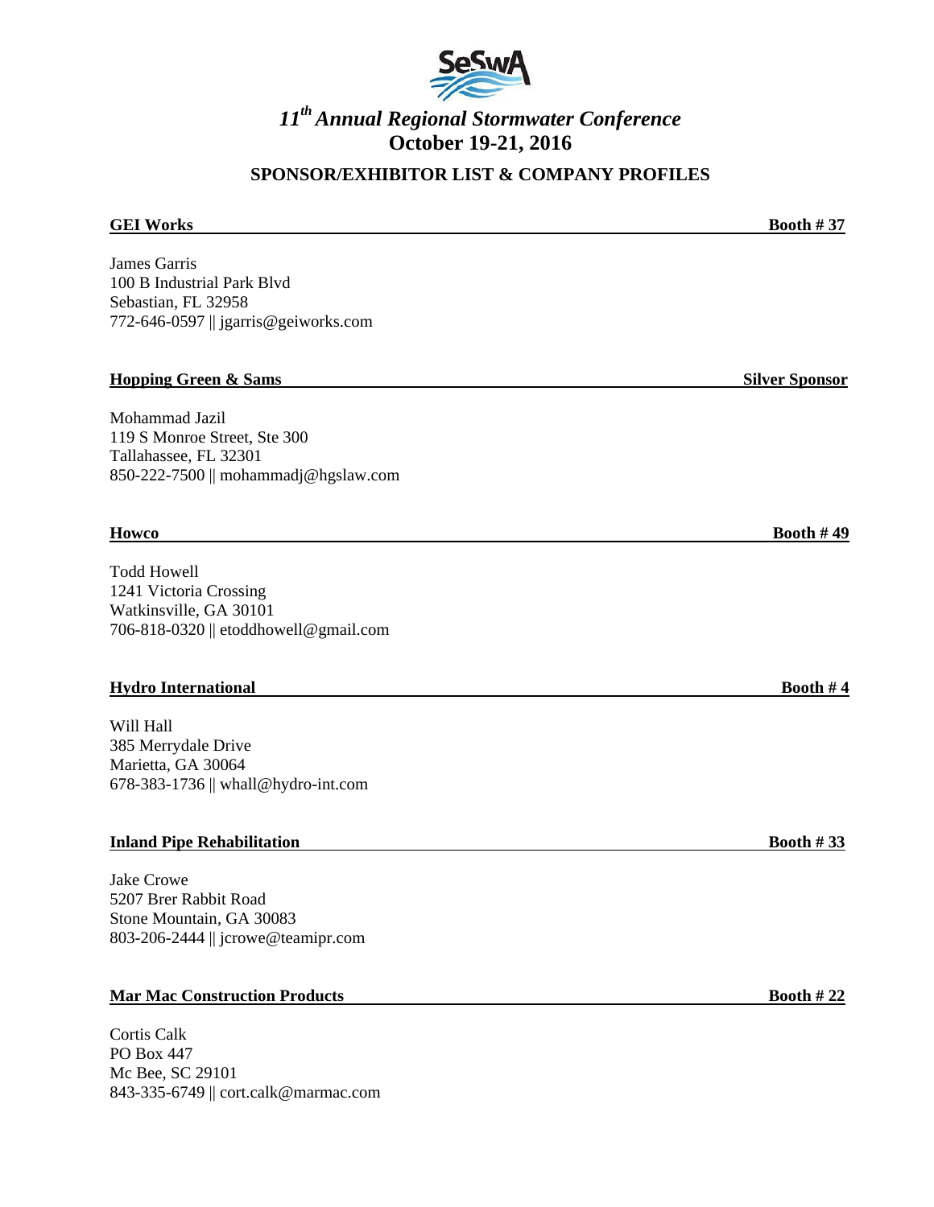SeSwA

# *11th Annual Regional Stormwater Conference*

**October 19-21, 2016**

## SPONSOR/EXHIBITOR LIST & COMPANY PROFILES

**GEI Works** — **Booth # 37**

James Garris
100 B Industrial Park Blvd
Sebastian, FL 32958
772-646-0597 || jgarris@geiworks.com

**Hopping Green & Sams** — **Silver Sponsor**

Mohammad Jazil
119 S Monroe Street, Ste 300
Tallahassee, FL 32301
850-222-7500 || mohammadj@hgslaw.com

**Howco** — **Booth # 49**

Todd Howell
1241 Victoria Crossing
Watkinsville, GA 30101
706-818-0320 || etoddhowell@gmail.com

**Hydro International** — **Booth # 4**

Will Hall
385 Merrydale Drive
Marietta, GA 30064
678-383-1736 || whall@hydro-int.com

**Inland Pipe Rehabilitation** — **Booth # 33**

Jake Crowe
5207 Brer Rabbit Road
Stone Mountain, GA 30083
803-206-2444 || jcrowe@teamipr.com

**Mar Mac Construction Products** — **Booth # 22**

Cortis Calk
PO Box 447
Mc Bee, SC 29101
843-335-6749 || cort.calk@marmac.com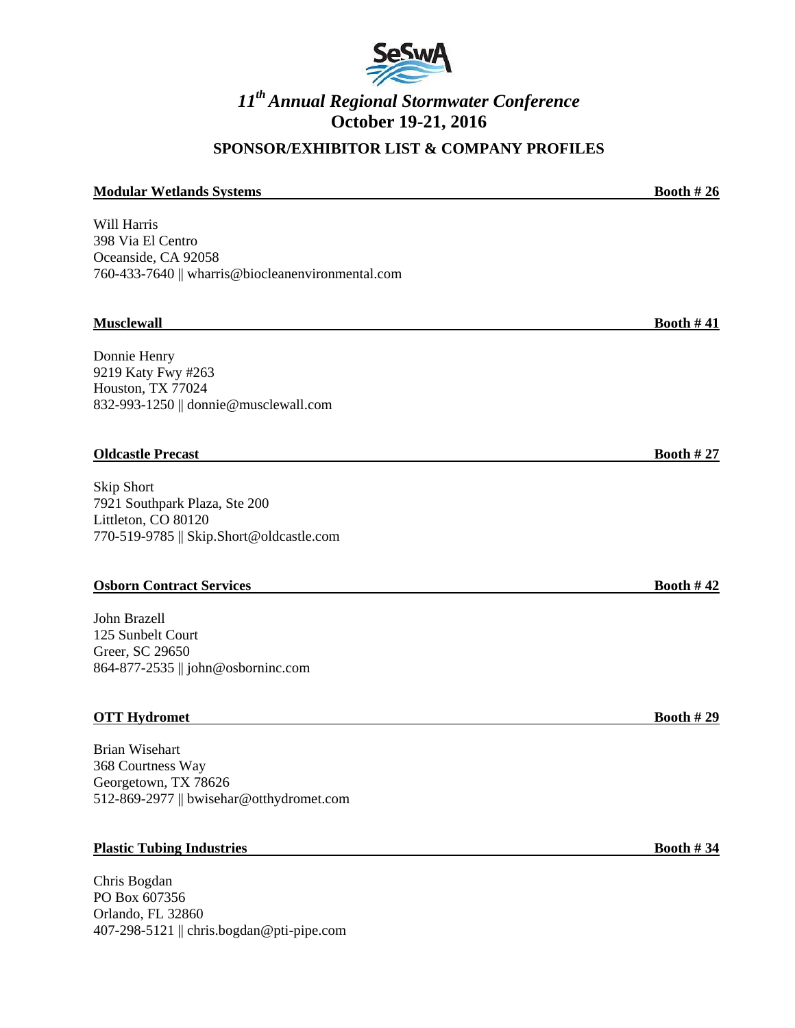# *11th Annual Regional Stormwater Conference*

**October 19-21, 2016**

## SPONSOR/EXHIBITOR LIST & COMPANY PROFILES

**Modular Wetlands Systems** **Booth # 26**

Will Harris
398 Via El Centro
Oceanside, CA 92058
760-433-7640 || wharris@biocleanenvironmental.com

**Musclewall** **Booth # 41**

Donnie Henry
9219 Katy Fwy #263
Houston, TX 77024
832-993-1250 || donnie@musclewall.com

**Oldcastle Precast** **Booth # 27**

Skip Short
7921 Southpark Plaza, Ste 200
Littleton, CO 80120
770-519-9785 || Skip.Short@oldcastle.com

**Osborn Contract Services** **Booth # 42**

John Brazell
125 Sunbelt Court
Greer, SC 29650
864-877-2535 || john@osborninc.com

**OTT Hydromet** **Booth # 29**

Brian Wisehart
368 Courtness Way
Georgetown, TX 78626
512-869-2977 || bwisehar@otthydromet.com

**Plastic Tubing Industries** **Booth # 34**

Chris Bogdan
PO Box 607356
Orlando, FL 32860
407-298-5121 || chris.bogdan@pti-pipe.com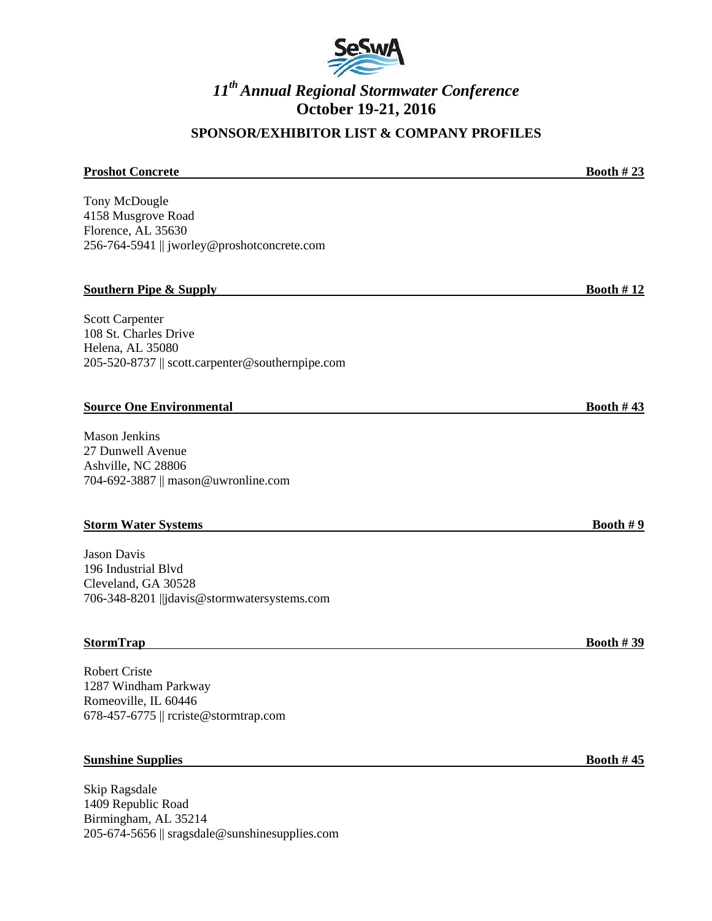# *11th Annual Regional Stormwater Conference*
## October 19-21, 2016

### SPONSOR/EXHIBITOR LIST & COMPANY PROFILES

**Proshot Concrete** **Booth # 23**

Tony McDougle
4158 Musgrove Road
Florence, AL 35630
256-764-5941 || jworley@proshotconcrete.com

**Southern Pipe & Supply** **Booth # 12**

Scott Carpenter
108 St. Charles Drive
Helena, AL 35080
205-520-8737 || scott.carpenter@southernpipe.com

**Source One Environmental** **Booth # 43**

Mason Jenkins
27 Dunwell Avenue
Ashville, NC 28806
704-692-3887 || mason@uwronline.com

**Storm Water Systems** **Booth # 9**

Jason Davis
196 Industrial Blvd
Cleveland, GA 30528
706-348-8201 ||jdavis@stormwatersystems.com

**StormTrap** **Booth # 39**

Robert Criste
1287 Windham Parkway
Romeoville, IL 60446
678-457-6775 || rcriste@stormtrap.com

**Sunshine Supplies** **Booth # 45**

Skip Ragsdale
1409 Republic Road
Birmingham, AL 35214
205-674-5656 || sragsdale@sunshinesupplies.com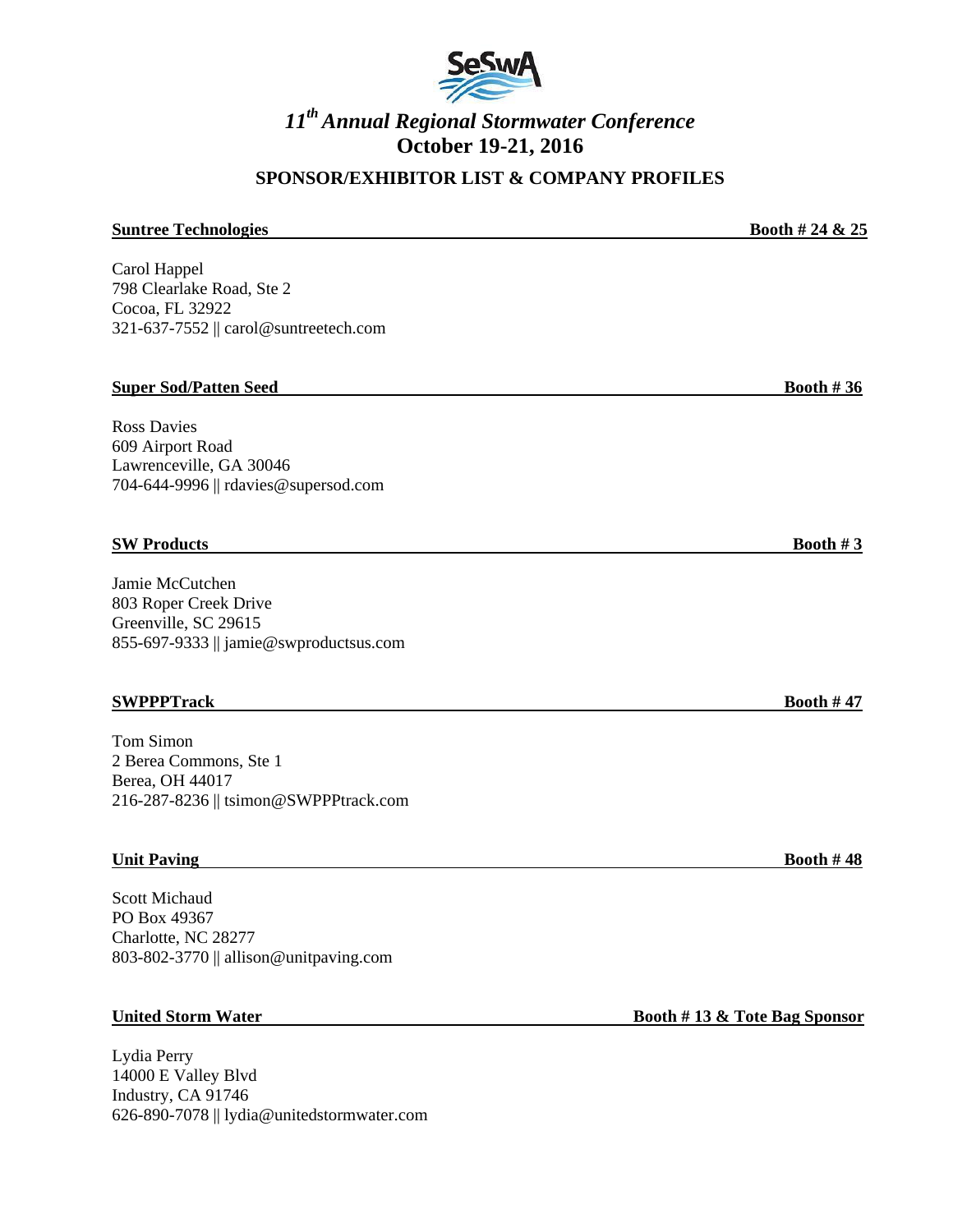# *11th Annual Regional Stormwater Conference*

## October 19-21, 2016

### SPONSOR/EXHIBITOR LIST & COMPANY PROFILES

**Suntree Technologies** — **Booth # 24 & 25**

Carol Happel
798 Clearlake Road, Ste 2
Cocoa, FL 32922
321-637-7552 || carol@suntreetech.com

**Super Sod/Patten Seed** — **Booth # 36**

Ross Davies
609 Airport Road
Lawrenceville, GA 30046
704-644-9996 || rdavies@supersod.com

**SW Products** — **Booth # 3**

Jamie McCutchen
803 Roper Creek Drive
Greenville, SC 29615
855-697-9333 || jamie@swproductsus.com

**SWPPPTrack** — **Booth # 47**

Tom Simon
2 Berea Commons, Ste 1
Berea, OH 44017
216-287-8236 || tsimon@SWPPPtrack.com

**Unit Paving** — **Booth # 48**

Scott Michaud
PO Box 49367
Charlotte, NC 28277
803-802-3770 || allison@unitpaving.com

**United Storm Water** — **Booth # 13 & Tote Bag Sponsor**

Lydia Perry
14000 E Valley Blvd
Industry, CA 91746
626-890-7078 || lydia@unitedstormwater.com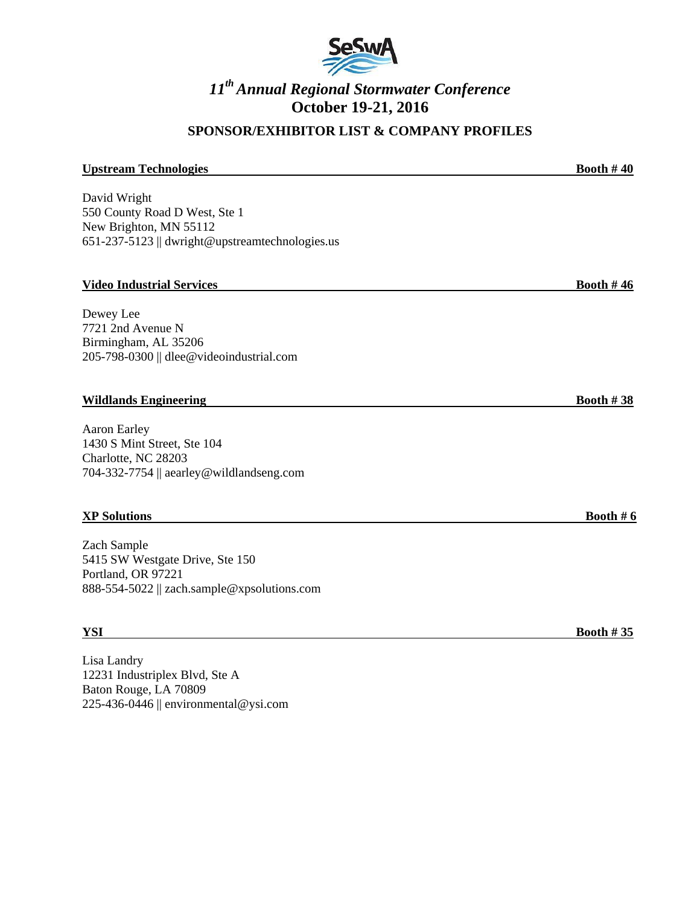*11th Annual Regional Stormwater Conference*
**October 19-21, 2016**

**SPONSOR/EXHIBITOR LIST & COMPANY PROFILES**

**Upstream Technologies** **Booth # 40**

David Wright
550 County Road D West, Ste 1
New Brighton, MN 55112
651-237-5123 || dwright@upstreamtechnologies.us

**Video Industrial Services** **Booth # 46**

Dewey Lee
7721 2nd Avenue N
Birmingham, AL 35206
205-798-0300 || dlee@videoindustrial.com

**Wildlands Engineering** **Booth # 38**

Aaron Earley
1430 S Mint Street, Ste 104
Charlotte, NC 28203
704-332-7754 || aearley@wildlandseng.com

**XP Solutions** **Booth # 6**

Zach Sample
5415 SW Westgate Drive, Ste 150
Portland, OR 97221
888-554-5022 || zach.sample@xpsolutions.com

**YSI** **Booth # 35**

Lisa Landry
12231 Industriplex Blvd, Ste A
Baton Rouge, LA 70809
225-436-0446 || environmental@ysi.com